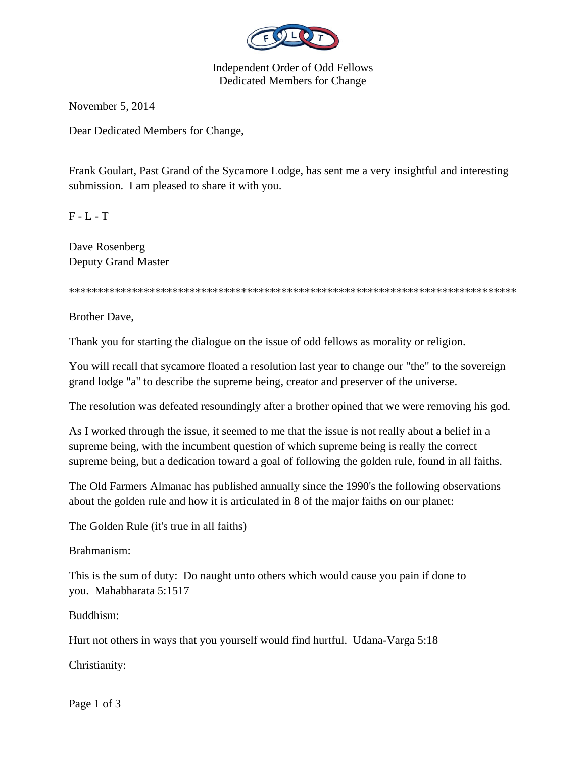Independent Order of Odd Fellows
Dedicated Members for Change

November 5, 2014

Dear Dedicated Members for Change,

Frank Goulart, Past Grand of the Sycamore Lodge, has sent me a very insightful and interesting submission. I am pleased to share it with you.

F - L - T

Dave Rosenberg
Deputy Grand Master

********************************************************************************

Brother Dave,

Thank you for starting the dialogue on the issue of odd fellows as morality or religion.

You will recall that sycamore floated a resolution last year to change our "the" to the sovereign grand lodge "a" to describe the supreme being, creator and preserver of the universe.

The resolution was defeated resoundingly after a brother opined that we were removing his god.

As I worked through the issue, it seemed to me that the issue is not really about a belief in a supreme being, with the incumbent question of which supreme being is really the correct supreme being, but a dedication toward a goal of following the golden rule, found in all faiths.

The Old Farmers Almanac has published annually since the 1990's the following observations about the golden rule and how it is articulated in 8 of the major faiths on our planet:

The Golden Rule (it's true in all faiths)

Brahmanism:

This is the sum of duty: Do naught unto others which would cause you pain if done to you. Mahabharata 5:1517

Buddhism:

Hurt not others in ways that you yourself would find hurtful. Udana-Varga 5:18

Christianity: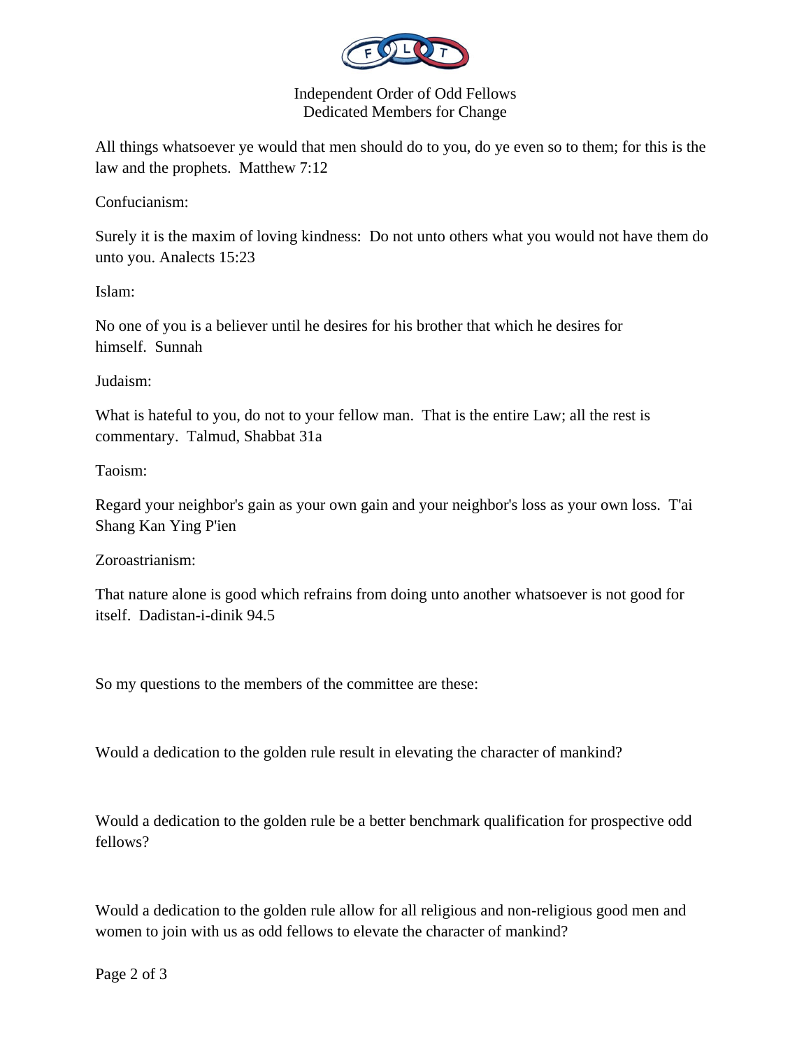All things whatsoever ye would that men should do to you, do ye even so to them; for this is the law and the prophets. Matthew 7:12

Confucianism:

Surely it is the maxim of loving kindness: Do not unto others what you would not have them do unto you. Analects 15:23

Islam:

No one of you is a believer until he desires for his brother that which he desires for himself. Sunnah

Judaism:

What is hateful to you, do not to your fellow man. That is the entire Law; all the rest is commentary. Talmud, Shabbat 31a

Taoism:

Regard your neighbor's gain as your own gain and your neighbor's loss as your own loss. T'ai Shang Kan Ying P'ien

Zoroastrianism:

That nature alone is good which refrains from doing unto another whatsoever is not good for itself. Dadistan-i-dinik 94.5

So my questions to the members of the committee are these:

Would a dedication to the golden rule result in elevating the character of mankind?

Would a dedication to the golden rule be a better benchmark qualification for prospective odd fellows?

Would a dedication to the golden rule allow for all religious and non-religious good men and women to join with us as odd fellows to elevate the character of mankind?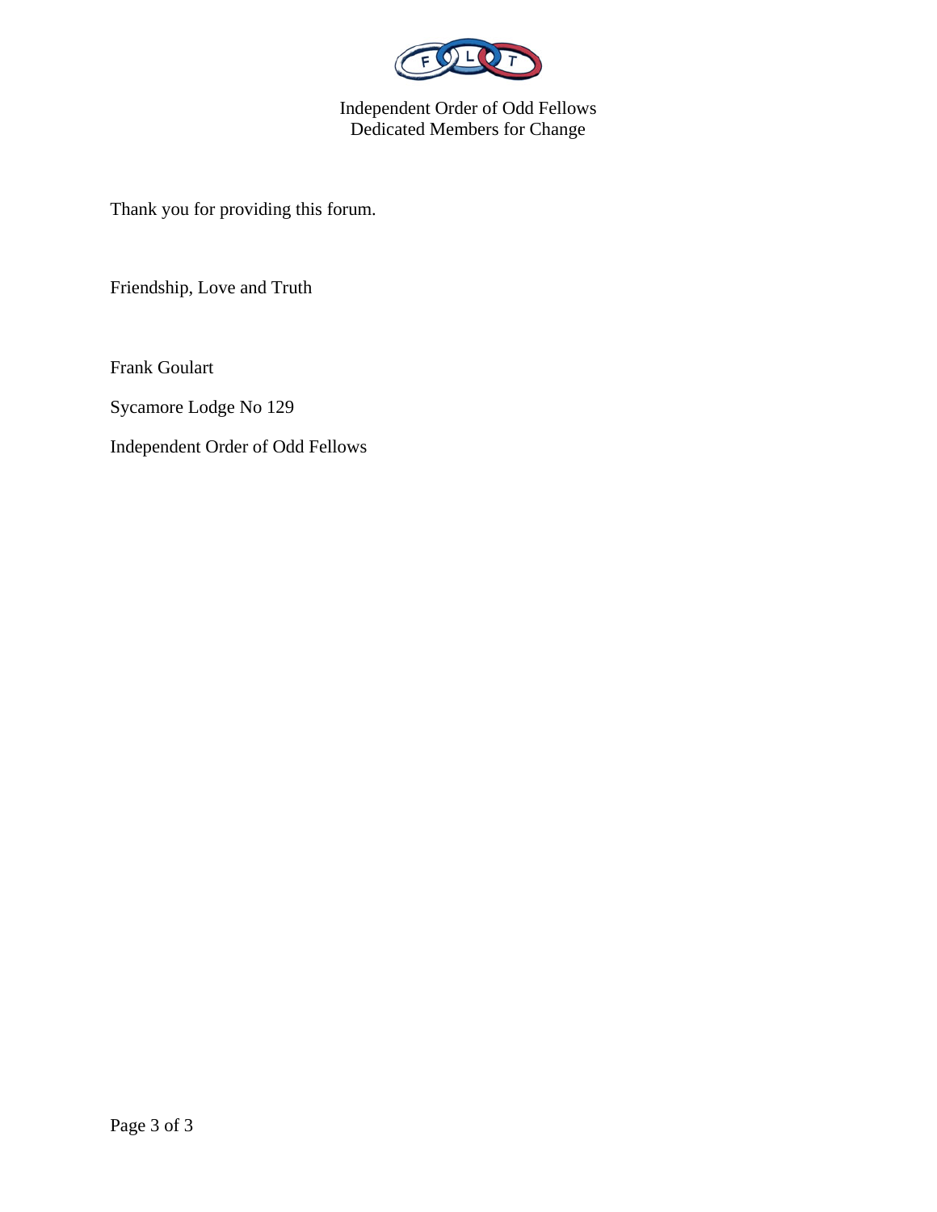Independent Order of Odd Fellows
Dedicated Members for Change

Thank you for providing this forum.

Friendship, Love and Truth

Frank Goulart

Sycamore Lodge No 129

Independent Order of Odd Fellows